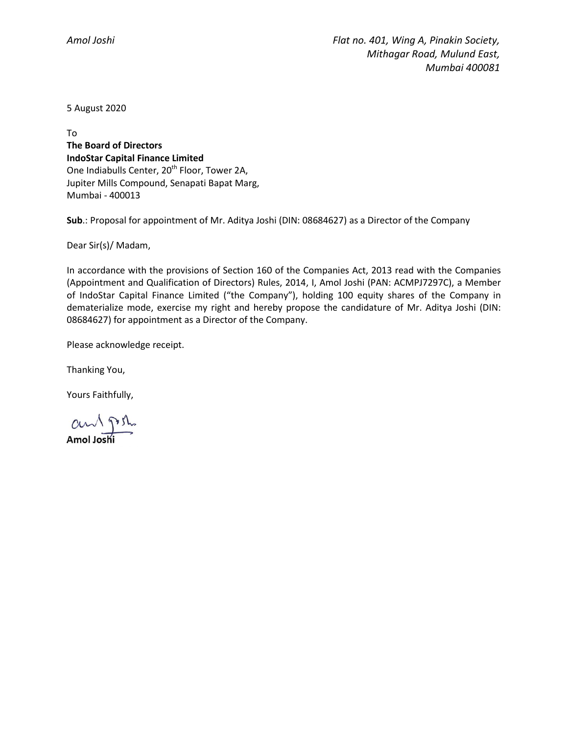*Amol Joshi*

*Flat no. 401, Wing A, Pinakin Society,*
*Mithagar Road, Mulund East,*
*Mumbai 400081*

5 August 2020

To
**The Board of Directors**
**IndoStar Capital Finance Limited**
One Indiabulls Center, 20th Floor, Tower 2A,
Jupiter Mills Compound, Senapati Bapat Marg,
Mumbai - 400013

**Sub**.: Proposal for appointment of Mr. Aditya Joshi (DIN: 08684627) as a Director of the Company

Dear Sir(s)/ Madam,

In accordance with the provisions of Section 160 of the Companies Act, 2013 read with the Companies (Appointment and Qualification of Directors) Rules, 2014, I, Amol Joshi (PAN: ACMPJ7297C), a Member of IndoStar Capital Finance Limited ("the Company"), holding 100 equity shares of the Company in dematerialize mode, exercise my right and hereby propose the candidature of Mr. Aditya Joshi (DIN: 08684627) for appointment as a Director of the Company.

Please acknowledge receipt.

Thanking You,

Yours Faithfully,

**Amol Joshi**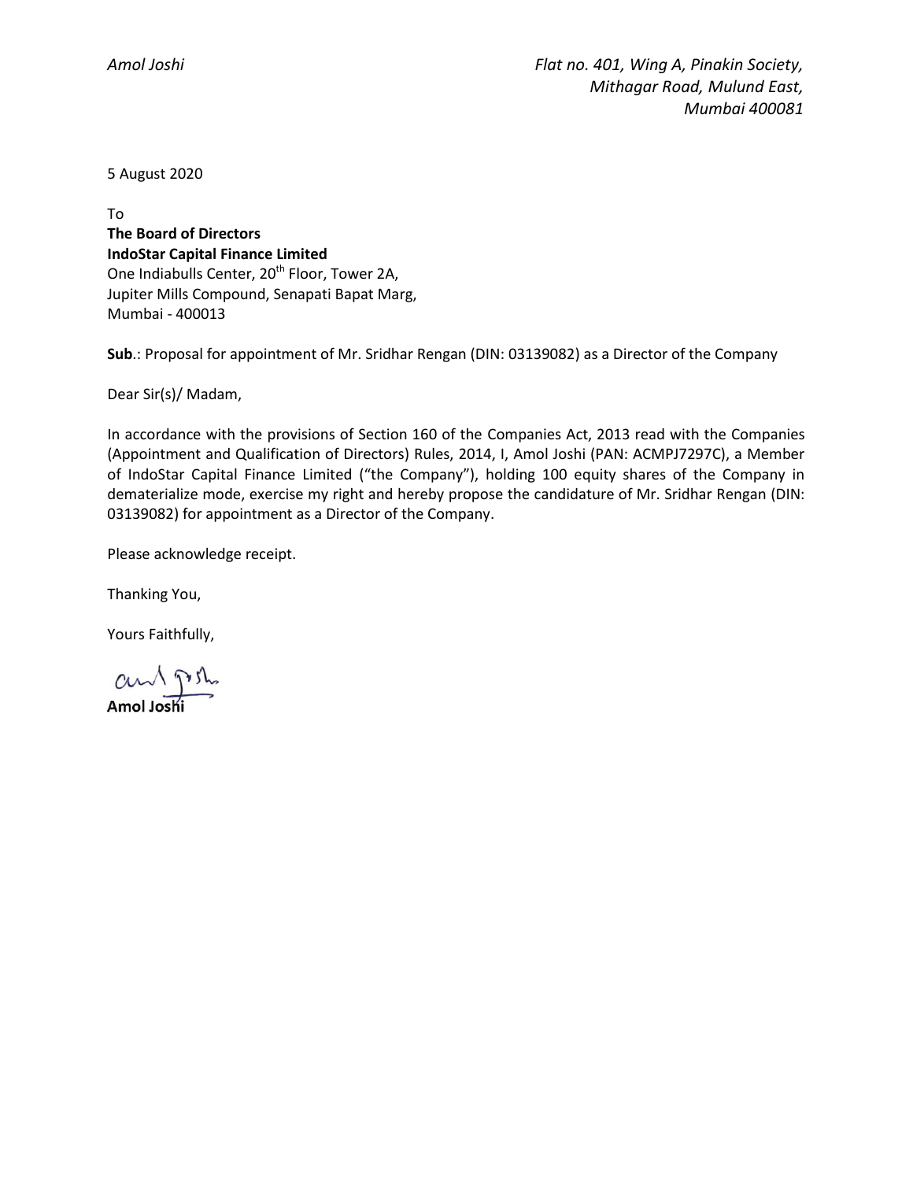*Amol Joshi*

*Flat no. 401, Wing A, Pinakin Society,*
*Mithagar Road, Mulund East,*
*Mumbai 400081*

5 August 2020

To
**The Board of Directors**
**IndoStar Capital Finance Limited**
One Indiabulls Center, 20th Floor, Tower 2A,
Jupiter Mills Compound, Senapati Bapat Marg,
Mumbai - 400013

**Sub**.: Proposal for appointment of Mr. Sridhar Rengan (DIN: 03139082) as a Director of the Company

Dear Sir(s)/ Madam,

In accordance with the provisions of Section 160 of the Companies Act, 2013 read with the Companies (Appointment and Qualification of Directors) Rules, 2014, I, Amol Joshi (PAN: ACMPJ7297C), a Member of IndoStar Capital Finance Limited ("the Company"), holding 100 equity shares of the Company in dematerialize mode, exercise my right and hereby propose the candidature of Mr. Sridhar Rengan (DIN: 03139082) for appointment as a Director of the Company.

Please acknowledge receipt.

Thanking You,

Yours Faithfully,

**Amol Joshi**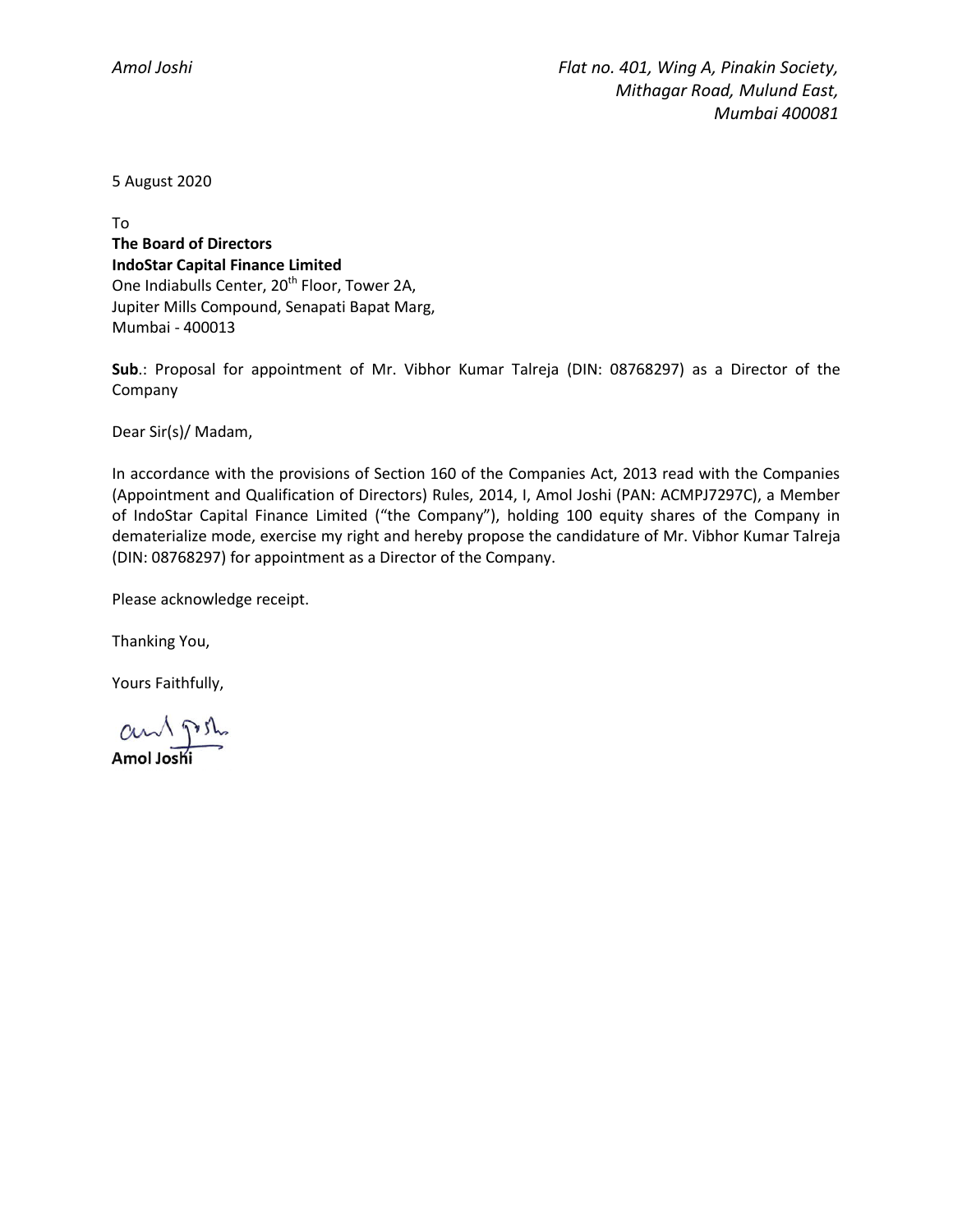*Amol Joshi*

*Flat no. 401, Wing A, Pinakin Society,*
*Mithagar Road, Mulund East,*
*Mumbai 400081*

5 August 2020

To
**The Board of Directors**
**IndoStar Capital Finance Limited**
One Indiabulls Center, 20th Floor, Tower 2A,
Jupiter Mills Compound, Senapati Bapat Marg,
Mumbai - 400013

**Sub**.: Proposal for appointment of Mr. Vibhor Kumar Talreja (DIN: 08768297) as a Director of the Company

Dear Sir(s)/ Madam,

In accordance with the provisions of Section 160 of the Companies Act, 2013 read with the Companies (Appointment and Qualification of Directors) Rules, 2014, I, Amol Joshi (PAN: ACMPJ7297C), a Member of IndoStar Capital Finance Limited ("the Company"), holding 100 equity shares of the Company in dematerialize mode, exercise my right and hereby propose the candidature of Mr. Vibhor Kumar Talreja (DIN: 08768297) for appointment as a Director of the Company.

Please acknowledge receipt.

Thanking You,

Yours Faithfully,

**Amol Joshi**